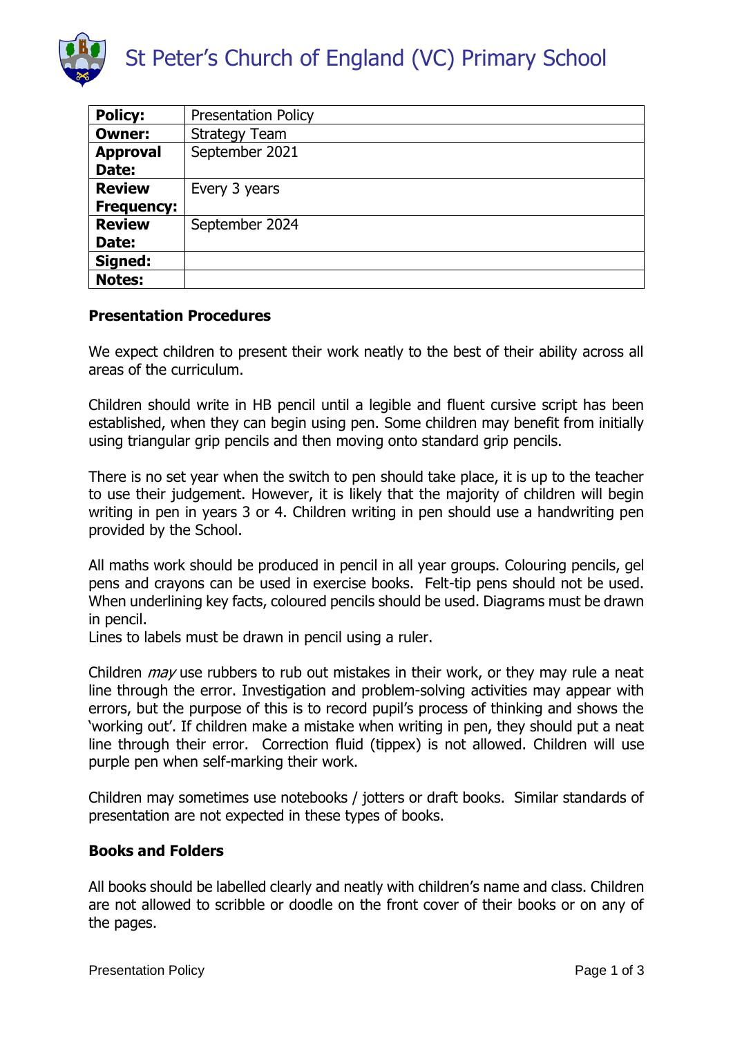# St Peter's Church of England (VC) Primary School

| | |
|---|---|
| **Policy:** | Presentation Policy |
| **Owner:** | Strategy Team |
| **Approval Date:** | September 2021 |
| **Review Frequency:** | Every 3 years |
| **Review Date:** | September 2024 |
| **Signed:** | |
| **Notes:** | |

### Presentation Procedures

We expect children to present their work neatly to the best of their ability across all areas of the curriculum.

Children should write in HB pencil until a legible and fluent cursive script has been established, when they can begin using pen. Some children may benefit from initially using triangular grip pencils and then moving onto standard grip pencils.

There is no set year when the switch to pen should take place, it is up to the teacher to use their judgement. However, it is likely that the majority of children will begin writing in pen in years 3 or 4. Children writing in pen should use a handwriting pen provided by the School.

All maths work should be produced in pencil in all year groups. Colouring pencils, gel pens and crayons can be used in exercise books. Felt-tip pens should not be used. When underlining key facts, coloured pencils should be used. Diagrams must be drawn in pencil.
Lines to labels must be drawn in pencil using a ruler.

Children *may* use rubbers to rub out mistakes in their work, or they may rule a neat line through the error. Investigation and problem-solving activities may appear with errors, but the purpose of this is to record pupil's process of thinking and shows the 'working out'. If children make a mistake when writing in pen, they should put a neat line through their error. Correction fluid (tippex) is not allowed. Children will use purple pen when self-marking their work.

Children may sometimes use notebooks / jotters or draft books. Similar standards of presentation are not expected in these types of books.

### Books and Folders

All books should be labelled clearly and neatly with children's name and class. Children are not allowed to scribble or doodle on the front cover of their books or on any of the pages.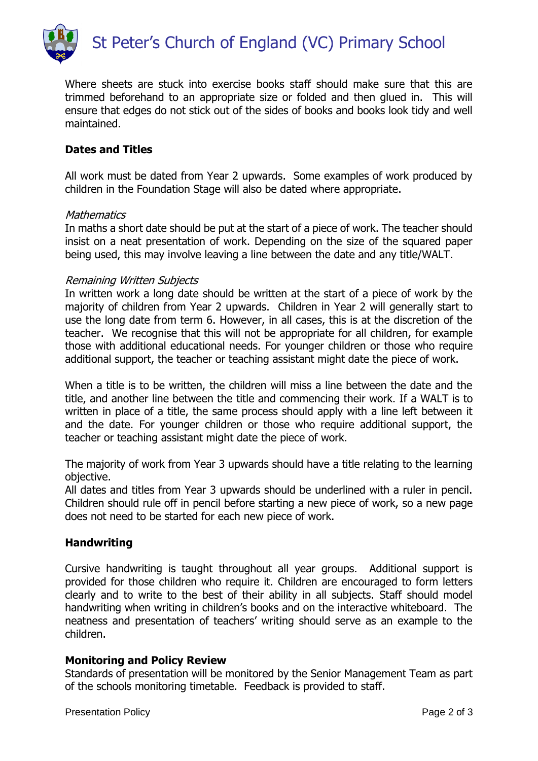Where sheets are stuck into exercise books staff should make sure that this are trimmed beforehand to an appropriate size or folded and then glued in. This will ensure that edges do not stick out of the sides of books and books look tidy and well maintained.

**Dates and Titles**

All work must be dated from Year 2 upwards. Some examples of work produced by children in the Foundation Stage will also be dated where appropriate.

*Mathematics*
In maths a short date should be put at the start of a piece of work. The teacher should insist on a neat presentation of work. Depending on the size of the squared paper being used, this may involve leaving a line between the date and any title/WALT.

*Remaining Written Subjects*
In written work a long date should be written at the start of a piece of work by the majority of children from Year 2 upwards. Children in Year 2 will generally start to use the long date from term 6. However, in all cases, this is at the discretion of the teacher. We recognise that this will not be appropriate for all children, for example those with additional educational needs. For younger children or those who require additional support, the teacher or teaching assistant might date the piece of work.

When a title is to be written, the children will miss a line between the date and the title, and another line between the title and commencing their work. If a WALT is to written in place of a title, the same process should apply with a line left between it and the date. For younger children or those who require additional support, the teacher or teaching assistant might date the piece of work.

The majority of work from Year 3 upwards should have a title relating to the learning objective.
All dates and titles from Year 3 upwards should be underlined with a ruler in pencil. Children should rule off in pencil before starting a new piece of work, so a new page does not need to be started for each new piece of work.

**Handwriting**

Cursive handwriting is taught throughout all year groups. Additional support is provided for those children who require it. Children are encouraged to form letters clearly and to write to the best of their ability in all subjects. Staff should model handwriting when writing in children's books and on the interactive whiteboard. The neatness and presentation of teachers' writing should serve as an example to the children.

**Monitoring and Policy Review**
Standards of presentation will be monitored by the Senior Management Team as part of the schools monitoring timetable. Feedback is provided to staff.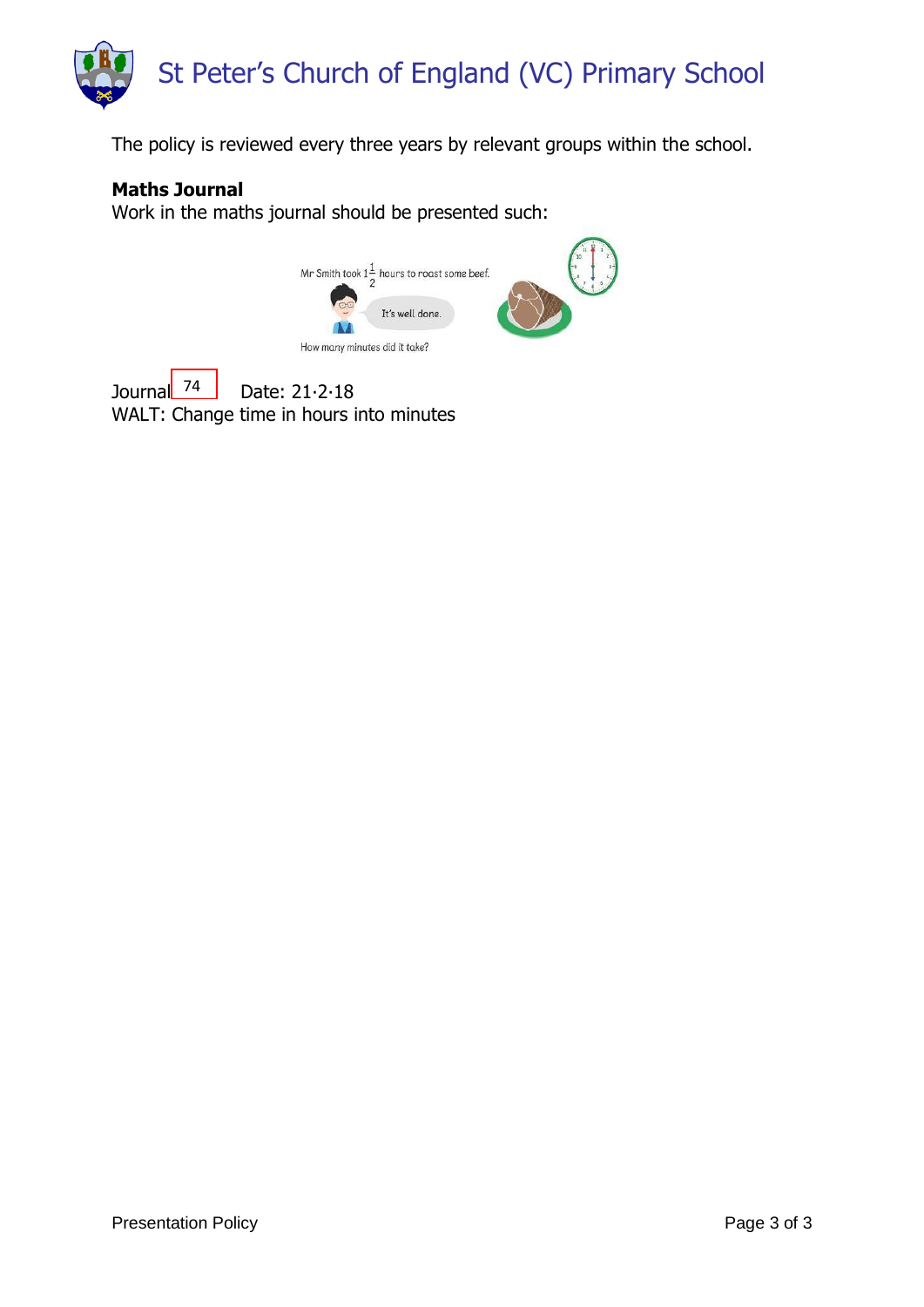The policy is reviewed every three years by relevant groups within the school.

**Maths Journal**

Work in the maths journal should be presented such:

Mr Smith took $1\frac{1}{2}$ hours to roast some beef.

It's well done.

How many minutes did it take?

Journal 74 Date: 21·2·18

WALT: Change time in hours into minutes